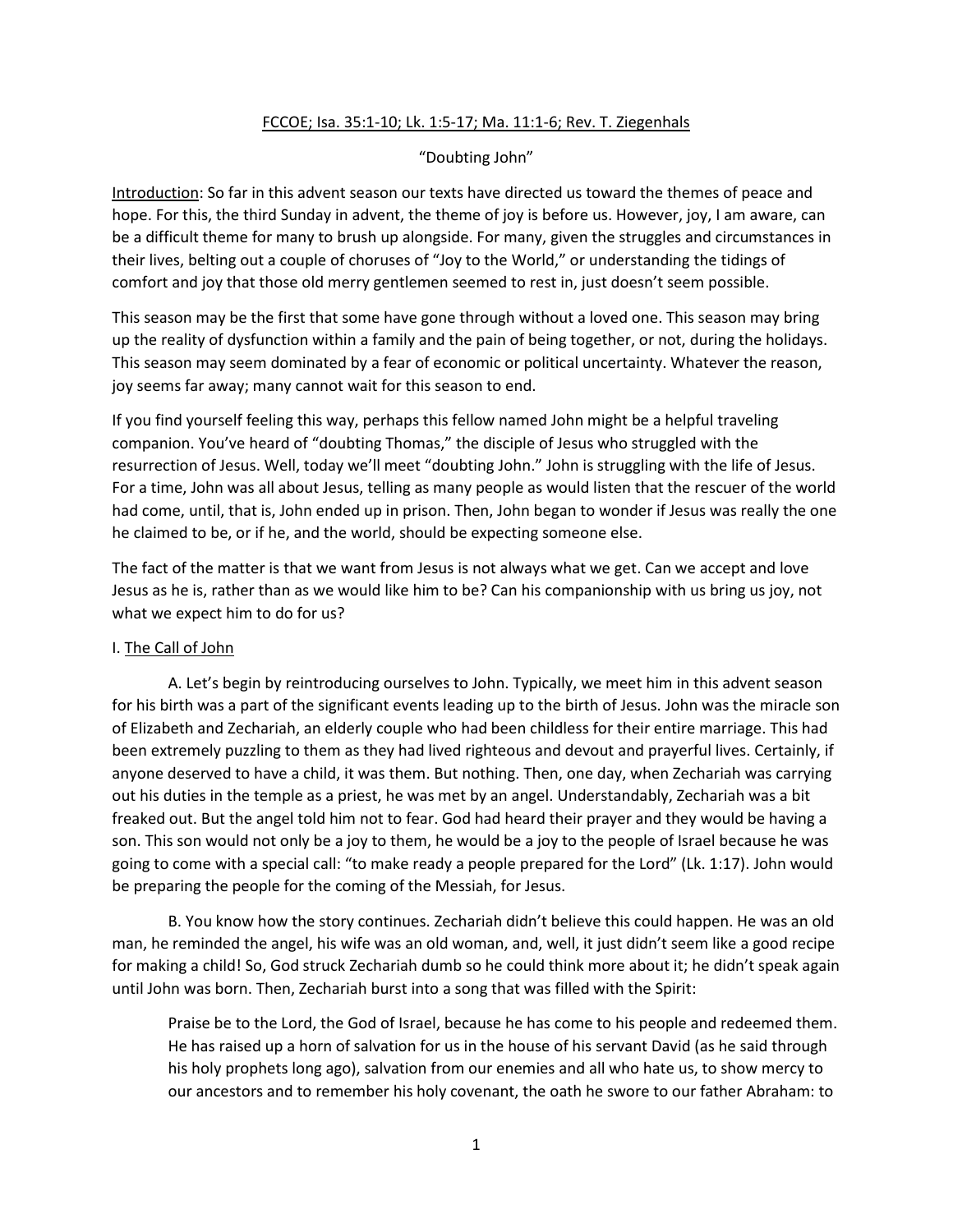<u>FCCOE; Isa. 35:1-10; Lk. 1:5-17; Ma. 11:1-6; Rev. T. Ziegenhals</u>

"Doubting John"

<u>Introduction</u>: So far in this advent season our texts have directed us toward the themes of peace and hope. For this, the third Sunday in advent, the theme of joy is before us. However, joy, I am aware, can be a difficult theme for many to brush up alongside. For many, given the struggles and circumstances in their lives, belting out a couple of choruses of "Joy to the World," or understanding the tidings of comfort and joy that those old merry gentlemen seemed to rest in, just doesn't seem possible.

This season may be the first that some have gone through without a loved one. This season may bring up the reality of dysfunction within a family and the pain of being together, or not, during the holidays. This season may seem dominated by a fear of economic or political uncertainty. Whatever the reason, joy seems far away; many cannot wait for this season to end.

If you find yourself feeling this way, perhaps this fellow named John might be a helpful traveling companion. You've heard of "doubting Thomas," the disciple of Jesus who struggled with the resurrection of Jesus. Well, today we'll meet "doubting John." John is struggling with the life of Jesus. For a time, John was all about Jesus, telling as many people as would listen that the rescuer of the world had come, until, that is, John ended up in prison. Then, John began to wonder if Jesus was really the one he claimed to be, or if he, and the world, should be expecting someone else.

The fact of the matter is that we want from Jesus is not always what we get. Can we accept and love Jesus as he is, rather than as we would like him to be? Can his companionship with us bring us joy, not what we expect him to do for us?

I. <u>The Call of John</u>

A. Let's begin by reintroducing ourselves to John. Typically, we meet him in this advent season for his birth was a part of the significant events leading up to the birth of Jesus. John was the miracle son of Elizabeth and Zechariah, an elderly couple who had been childless for their entire marriage. This had been extremely puzzling to them as they had lived righteous and devout and prayerful lives. Certainly, if anyone deserved to have a child, it was them. But nothing. Then, one day, when Zechariah was carrying out his duties in the temple as a priest, he was met by an angel. Understandably, Zechariah was a bit freaked out. But the angel told him not to fear. God had heard their prayer and they would be having a son. This son would not only be a joy to them, he would be a joy to the people of Israel because he was going to come with a special call: "to make ready a people prepared for the Lord" (Lk. 1:17). John would be preparing the people for the coming of the Messiah, for Jesus.

B. You know how the story continues. Zechariah didn't believe this could happen. He was an old man, he reminded the angel, his wife was an old woman, and, well, it just didn't seem like a good recipe for making a child! So, God struck Zechariah dumb so he could think more about it; he didn't speak again until John was born. Then, Zechariah burst into a song that was filled with the Spirit:

> Praise be to the Lord, the God of Israel, because he has come to his people and redeemed them. He has raised up a horn of salvation for us in the house of his servant David (as he said through his holy prophets long ago), salvation from our enemies and all who hate us, to show mercy to our ancestors and to remember his holy covenant, the oath he swore to our father Abraham: to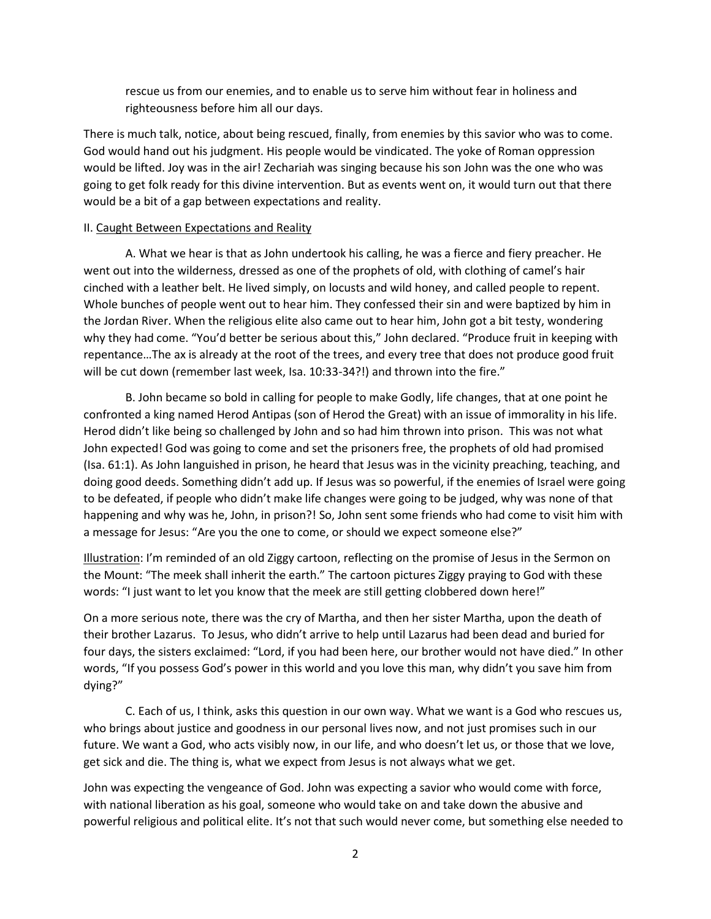rescue us from our enemies, and to enable us to serve him without fear in holiness and righteousness before him all our days.

There is much talk, notice, about being rescued, finally, from enemies by this savior who was to come. God would hand out his judgment. His people would be vindicated. The yoke of Roman oppression would be lifted. Joy was in the air! Zechariah was singing because his son John was the one who was going to get folk ready for this divine intervention. But as events went on, it would turn out that there would be a bit of a gap between expectations and reality.

II. Caught Between Expectations and Reality

A. What we hear is that as John undertook his calling, he was a fierce and fiery preacher. He went out into the wilderness, dressed as one of the prophets of old, with clothing of camel's hair cinched with a leather belt. He lived simply, on locusts and wild honey, and called people to repent. Whole bunches of people went out to hear him. They confessed their sin and were baptized by him in the Jordan River. When the religious elite also came out to hear him, John got a bit testy, wondering why they had come. "You'd better be serious about this," John declared. "Produce fruit in keeping with repentance…The ax is already at the root of the trees, and every tree that does not produce good fruit will be cut down (remember last week, Isa. 10:33-34?!) and thrown into the fire."

B. John became so bold in calling for people to make Godly, life changes, that at one point he confronted a king named Herod Antipas (son of Herod the Great) with an issue of immorality in his life. Herod didn't like being so challenged by John and so had him thrown into prison. This was not what John expected! God was going to come and set the prisoners free, the prophets of old had promised (Isa. 61:1). As John languished in prison, he heard that Jesus was in the vicinity preaching, teaching, and doing good deeds. Something didn't add up. If Jesus was so powerful, if the enemies of Israel were going to be defeated, if people who didn't make life changes were going to be judged, why was none of that happening and why was he, John, in prison?! So, John sent some friends who had come to visit him with a message for Jesus: "Are you the one to come, or should we expect someone else?"

Illustration: I'm reminded of an old Ziggy cartoon, reflecting on the promise of Jesus in the Sermon on the Mount: "The meek shall inherit the earth." The cartoon pictures Ziggy praying to God with these words: "I just want to let you know that the meek are still getting clobbered down here!"

On a more serious note, there was the cry of Martha, and then her sister Martha, upon the death of their brother Lazarus. To Jesus, who didn't arrive to help until Lazarus had been dead and buried for four days, the sisters exclaimed: "Lord, if you had been here, our brother would not have died." In other words, "If you possess God's power in this world and you love this man, why didn't you save him from dying?"

C. Each of us, I think, asks this question in our own way. What we want is a God who rescues us, who brings about justice and goodness in our personal lives now, and not just promises such in our future. We want a God, who acts visibly now, in our life, and who doesn't let us, or those that we love, get sick and die. The thing is, what we expect from Jesus is not always what we get.

John was expecting the vengeance of God. John was expecting a savior who would come with force, with national liberation as his goal, someone who would take on and take down the abusive and powerful religious and political elite. It's not that such would never come, but something else needed to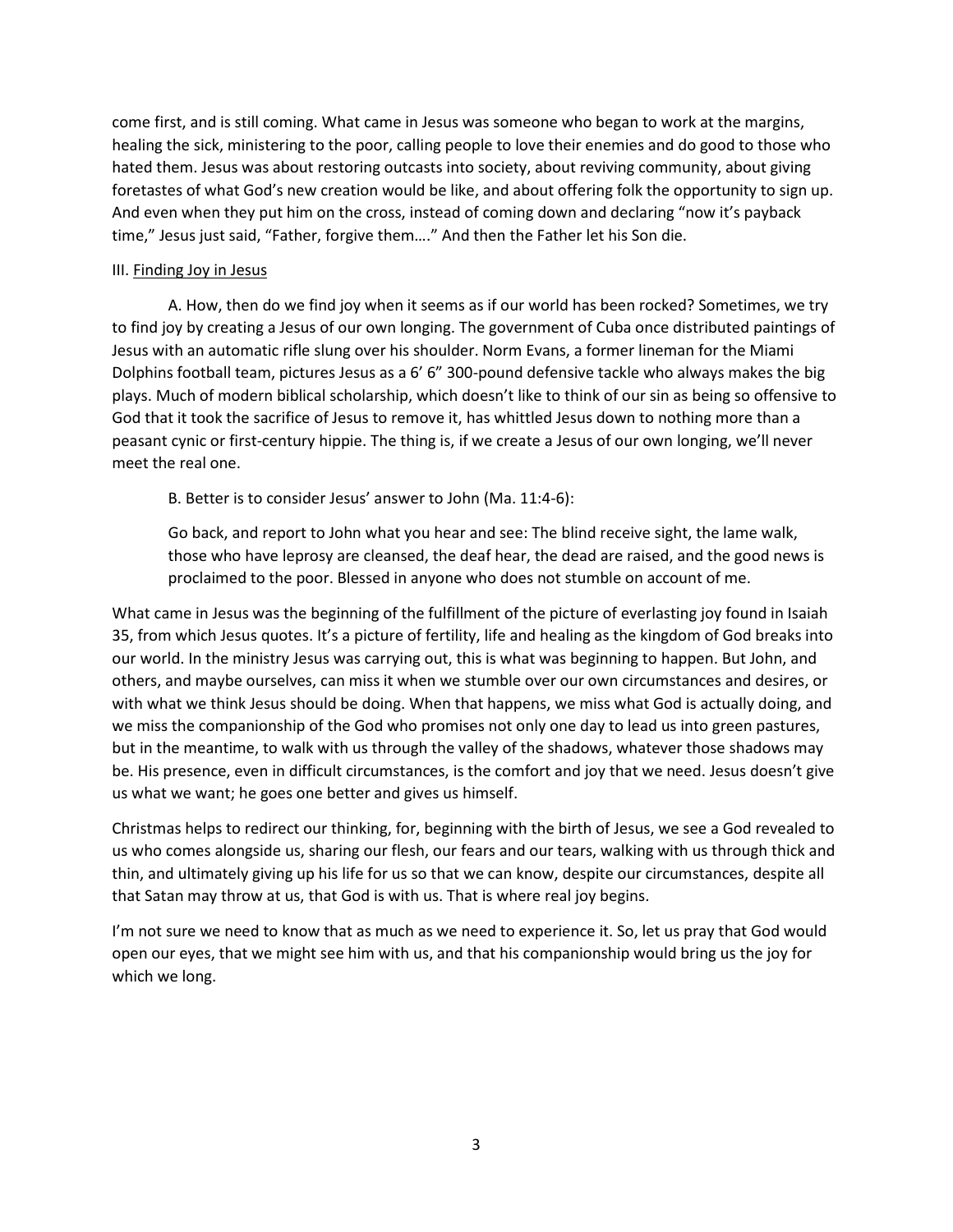come first, and is still coming. What came in Jesus was someone who began to work at the margins, healing the sick, ministering to the poor, calling people to love their enemies and do good to those who hated them. Jesus was about restoring outcasts into society, about reviving community, about giving foretastes of what God's new creation would be like, and about offering folk the opportunity to sign up. And even when they put him on the cross, instead of coming down and declaring "now it's payback time," Jesus just said, "Father, forgive them…." And then the Father let his Son die.

III. <u>Finding Joy in Jesus</u>

A. How, then do we find joy when it seems as if our world has been rocked? Sometimes, we try to find joy by creating a Jesus of our own longing. The government of Cuba once distributed paintings of Jesus with an automatic rifle slung over his shoulder. Norm Evans, a former lineman for the Miami Dolphins football team, pictures Jesus as a 6' 6" 300-pound defensive tackle who always makes the big plays. Much of modern biblical scholarship, which doesn't like to think of our sin as being so offensive to God that it took the sacrifice of Jesus to remove it, has whittled Jesus down to nothing more than a peasant cynic or first-century hippie. The thing is, if we create a Jesus of our own longing, we'll never meet the real one.

B. Better is to consider Jesus' answer to John (Ma. 11:4-6):

> Go back, and report to John what you hear and see: The blind receive sight, the lame walk, those who have leprosy are cleansed, the deaf hear, the dead are raised, and the good news is proclaimed to the poor. Blessed in anyone who does not stumble on account of me.

What came in Jesus was the beginning of the fulfillment of the picture of everlasting joy found in Isaiah 35, from which Jesus quotes. It's a picture of fertility, life and healing as the kingdom of God breaks into our world. In the ministry Jesus was carrying out, this is what was beginning to happen. But John, and others, and maybe ourselves, can miss it when we stumble over our own circumstances and desires, or with what we think Jesus should be doing. When that happens, we miss what God is actually doing, and we miss the companionship of the God who promises not only one day to lead us into green pastures, but in the meantime, to walk with us through the valley of the shadows, whatever those shadows may be. His presence, even in difficult circumstances, is the comfort and joy that we need. Jesus doesn't give us what we want; he goes one better and gives us himself.

Christmas helps to redirect our thinking, for, beginning with the birth of Jesus, we see a God revealed to us who comes alongside us, sharing our flesh, our fears and our tears, walking with us through thick and thin, and ultimately giving up his life for us so that we can know, despite our circumstances, despite all that Satan may throw at us, that God is with us. That is where real joy begins.

I'm not sure we need to know that as much as we need to experience it. So, let us pray that God would open our eyes, that we might see him with us, and that his companionship would bring us the joy for which we long.